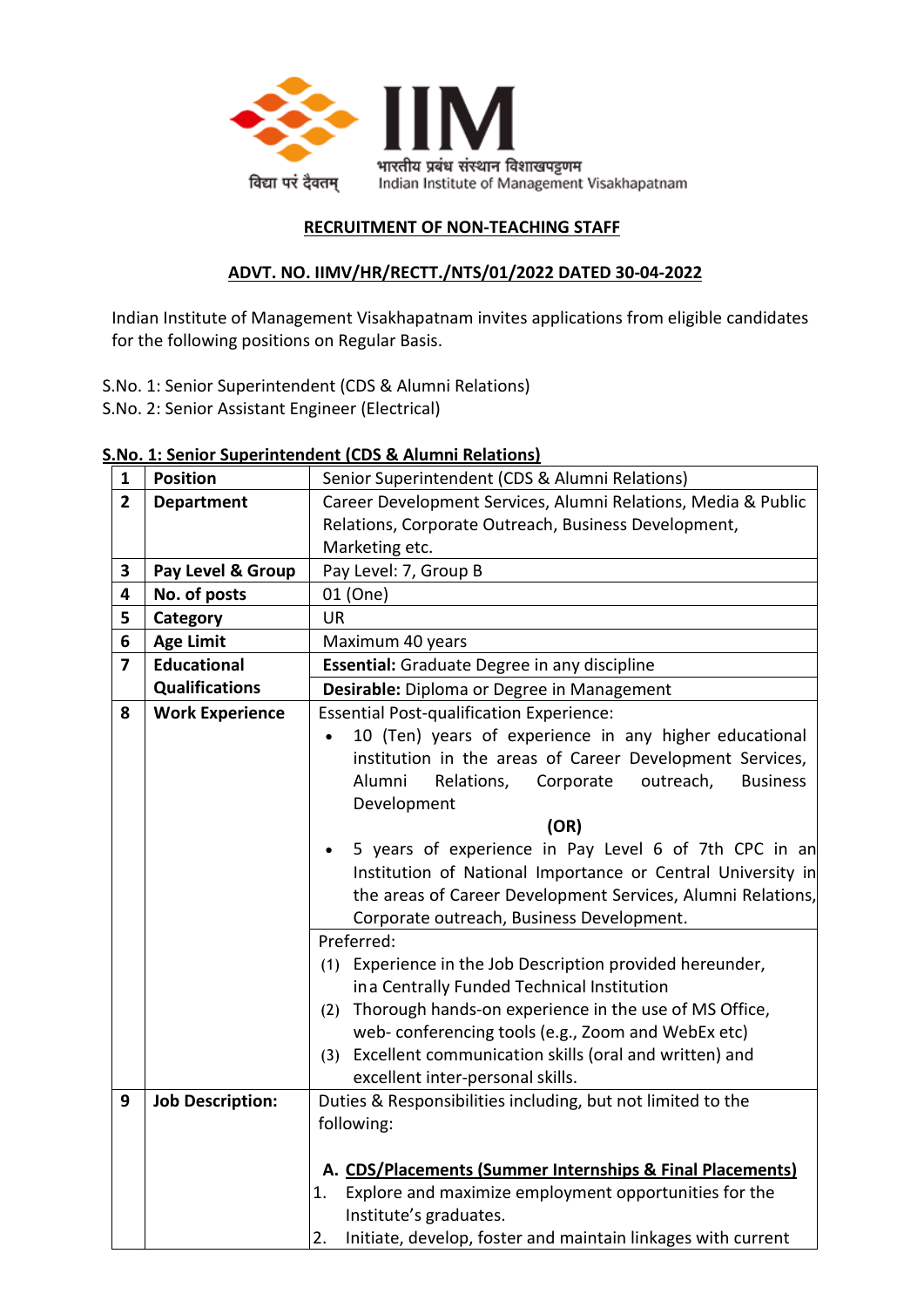विद्या परं दैवतम्

# IIM

भारतीय प्रबंध संस्थान विशाखपट्टणम

Indian Institute of Management Visakhapatnam

## RECRUITMENT OF NON-TEACHING STAFF

## ADVT. NO. IIMV/HR/RECTT./NTS/01/2022 DATED 30-04-2022

Indian Institute of Management Visakhapatnam invites applications from eligible candidates for the following positions on Regular Basis.

S.No. 1: Senior Superintendent (CDS & Alumni Relations)
S.No. 2: Senior Assistant Engineer (Electrical)

### S.No. 1: Senior Superintendent (CDS & Alumni Relations)

| 1 | Position | Senior Superintendent (CDS & Alumni Relations) |
|---|---|---|
| 2 | **Department** | Career Development Services, Alumni Relations, Media & Public Relations, Corporate Outreach, Business Development, Marketing etc. |
| 3 | **Pay Level & Group** | Pay Level: 7, Group B |
| 4 | **No. of posts** | 01 (One) |
| 5 | **Category** | UR |
| 6 | **Age Limit** | Maximum 40 years |
| 7 | **Educational Qualifications** | **Essential:** Graduate Degree in any discipline<br>**Desirable:** Diploma or Degree in Management |
| 8 | **Work Experience** | Essential Post-qualification Experience:<br>• 10 (Ten) years of experience in any higher educational institution in the areas of Career Development Services, Alumni Relations, Corporate outreach, Business Development<br>**(OR)**<br>• 5 years of experience in Pay Level 6 of 7th CPC in an Institution of National Importance or Central University in the areas of Career Development Services, Alumni Relations, Corporate outreach, Business Development.<br><br>Preferred:<br>(1) Experience in the Job Description provided hereunder, in a Centrally Funded Technical Institution<br>(2) Thorough hands-on experience in the use of MS Office, web- conferencing tools (e.g., Zoom and WebEx etc)<br>(3) Excellent communication skills (oral and written) and excellent inter-personal skills. |
| 9 | **Job Description:** | Duties & Responsibilities including, but not limited to the following:<br><br>**A. CDS/Placements (Summer Internships & Final Placements)**<br>1. Explore and maximize employment opportunities for the Institute's graduates.<br>2. Initiate, develop, foster and maintain linkages with current |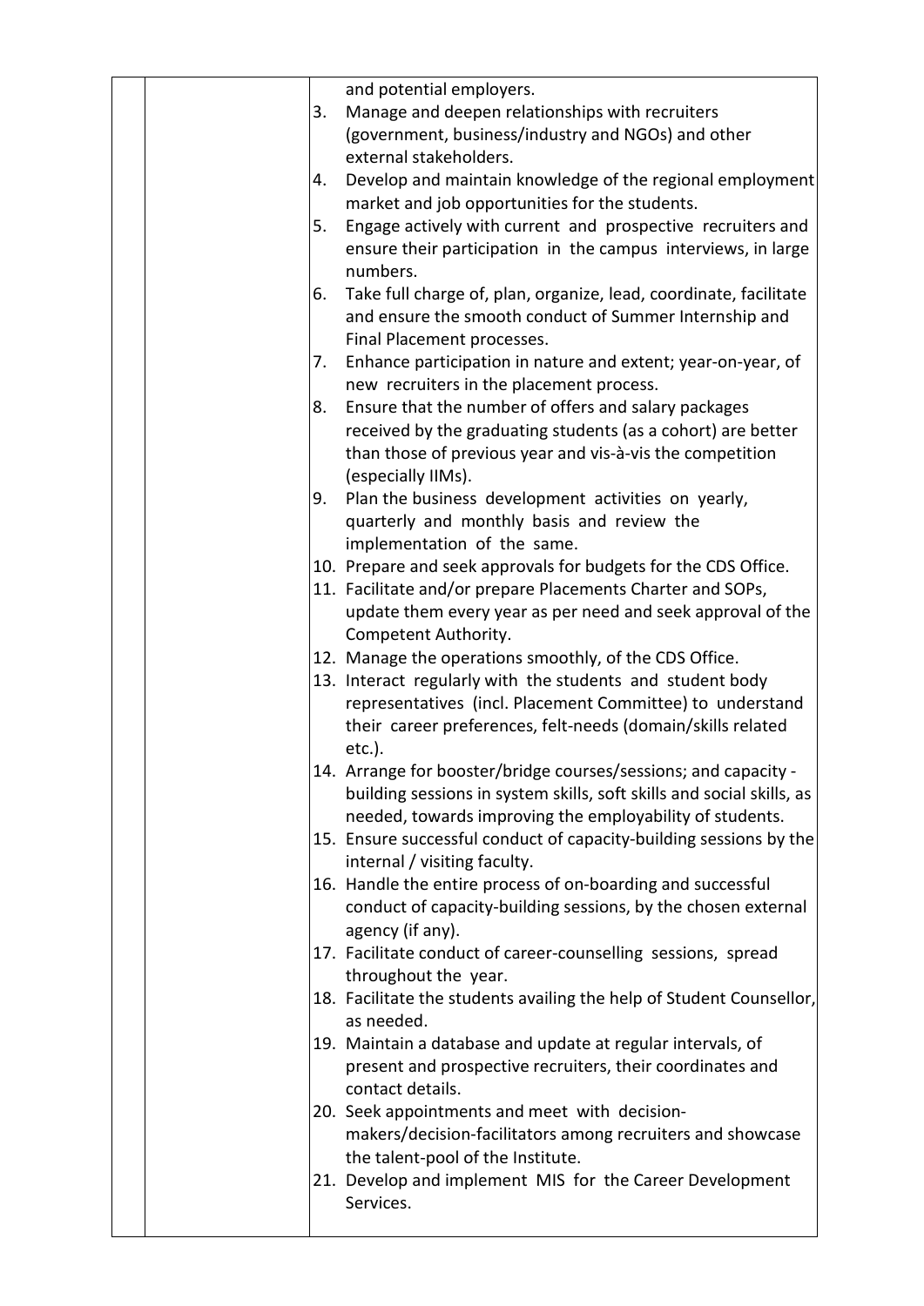| | | and potential employers.<br>3. Manage and deepen relationships with recruiters (government, business/industry and NGOs) and other external stakeholders.<br>4. Develop and maintain knowledge of the regional employment market and job opportunities for the students.<br>5. Engage actively with current and prospective recruiters and ensure their participation in the campus interviews, in large numbers.<br>6. Take full charge of, plan, organize, lead, coordinate, facilitate and ensure the smooth conduct of Summer Internship and Final Placement processes.<br>7. Enhance participation in nature and extent; year-on-year, of new recruiters in the placement process.<br>8. Ensure that the number of offers and salary packages received by the graduating students (as a cohort) are better than those of previous year and vis-à-vis the competition (especially IIMs).<br>9. Plan the business development activities on yearly, quarterly and monthly basis and review the implementation of the same.<br>10. Prepare and seek approvals for budgets for the CDS Office.<br>11. Facilitate and/or prepare Placements Charter and SOPs, update them every year as per need and seek approval of the Competent Authority.<br>12. Manage the operations smoothly, of the CDS Office.<br>13. Interact regularly with the students and student body representatives (incl. Placement Committee) to understand their career preferences, felt-needs (domain/skills related etc.).<br>14. Arrange for booster/bridge courses/sessions; and capacity -building sessions in system skills, soft skills and social skills, as needed, towards improving the employability of students.<br>15. Ensure successful conduct of capacity-building sessions by the internal / visiting faculty.<br>16. Handle the entire process of on-boarding and successful conduct of capacity-building sessions, by the chosen external agency (if any).<br>17. Facilitate conduct of career-counselling sessions, spread throughout the year.<br>18. Facilitate the students availing the help of Student Counsellor, as needed.<br>19. Maintain a database and update at regular intervals, of present and prospective recruiters, their coordinates and contact details.<br>20. Seek appointments and meet with decision-makers/decision-facilitators among recruiters and showcase the talent-pool of the Institute.<br>21. Develop and implement MIS for the Career Development Services. |
|---|---|---|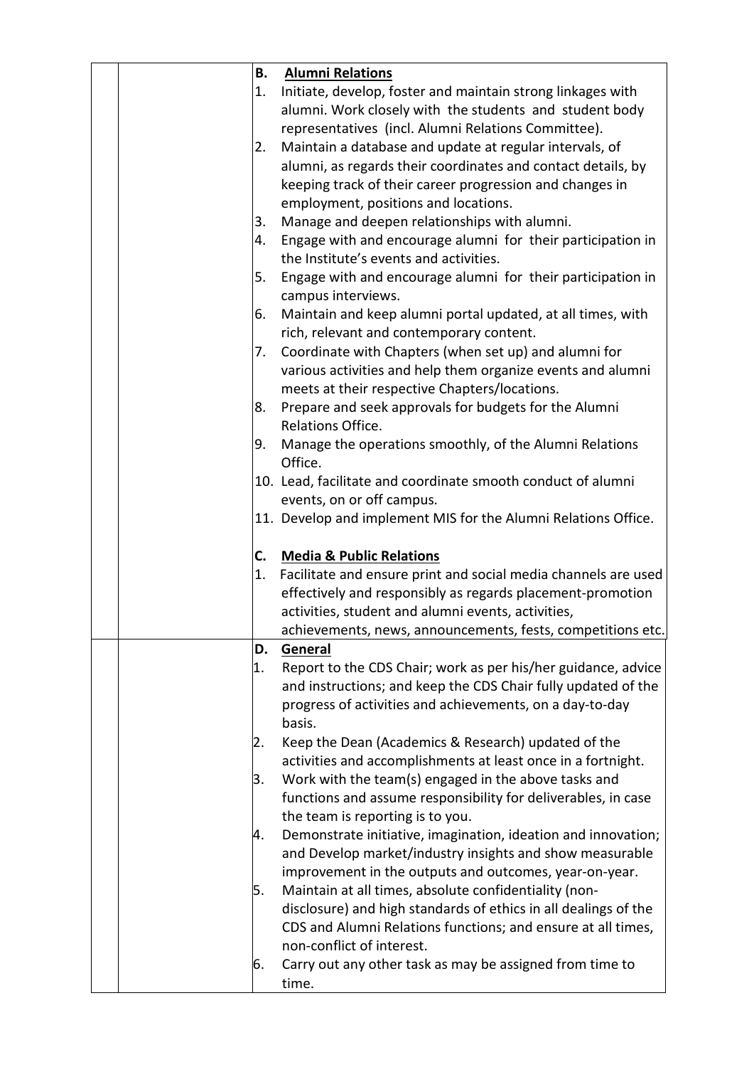| | | |
|---|---|---|
| | | **B. Alumni Relations**<br>1. Initiate, develop, foster and maintain strong linkages with alumni. Work closely with the students and student body representatives (incl. Alumni Relations Committee).<br>2. Maintain a database and update at regular intervals, of alumni, as regards their coordinates and contact details, by keeping track of their career progression and changes in employment, positions and locations.<br>3. Manage and deepen relationships with alumni.<br>4. Engage with and encourage alumni for their participation in the Institute's events and activities.<br>5. Engage with and encourage alumni for their participation in campus interviews.<br>6. Maintain and keep alumni portal updated, at all times, with rich, relevant and contemporary content.<br>7. Coordinate with Chapters (when set up) and alumni for various activities and help them organize events and alumni meets at their respective Chapters/locations.<br>8. Prepare and seek approvals for budgets for the Alumni Relations Office.<br>9. Manage the operations smoothly, of the Alumni Relations Office.<br>10. Lead, facilitate and coordinate smooth conduct of alumni events, on or off campus.<br>11. Develop and implement MIS for the Alumni Relations Office.<br><br>**C. Media & Public Relations**<br>1. Facilitate and ensure print and social media channels are used effectively and responsibly as regards placement-promotion activities, student and alumni events, activities, achievements, news, announcements, fests, competitions etc. |
| | | **D. General**<br>1. Report to the CDS Chair; work as per his/her guidance, advice and instructions; and keep the CDS Chair fully updated of the progress of activities and achievements, on a day-to-day basis.<br>2. Keep the Dean (Academics & Research) updated of the activities and accomplishments at least once in a fortnight.<br>3. Work with the team(s) engaged in the above tasks and functions and assume responsibility for deliverables, in case the team is reporting is to you.<br>4. Demonstrate initiative, imagination, ideation and innovation; and Develop market/industry insights and show measurable improvement in the outputs and outcomes, year-on-year.<br>5. Maintain at all times, absolute confidentiality (non-disclosure) and high standards of ethics in all dealings of the CDS and Alumni Relations functions; and ensure at all times, non-conflict of interest.<br>6. Carry out any other task as may be assigned from time to time. |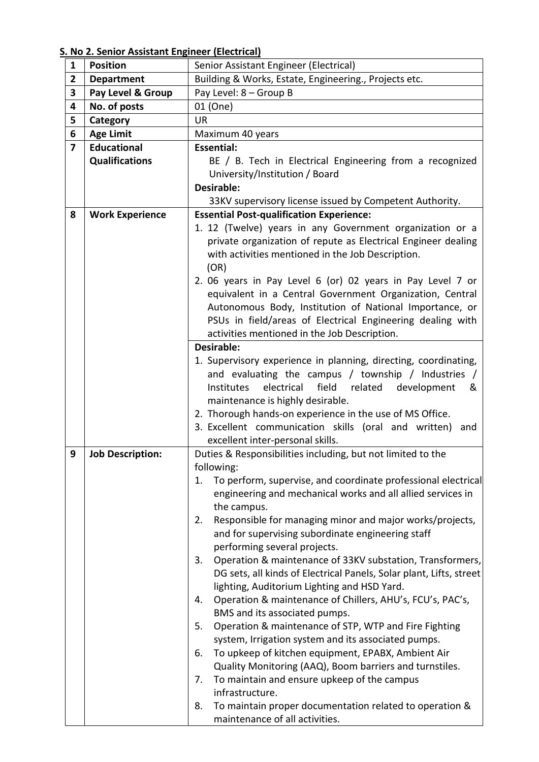**S. No 2. Senior Assistant Engineer (Electrical)**

| | | |
|---|---|---|
| **1** | **Position** | Senior Assistant Engineer (Electrical) |
| **2** | **Department** | Building & Works, Estate, Engineering., Projects etc. |
| **3** | **Pay Level & Group** | Pay Level: 8 – Group B |
| **4** | **No. of posts** | 01 (One) |
| **5** | **Category** | UR |
| **6** | **Age Limit** | Maximum 40 years |
| **7** | **Educational Qualifications** | **Essential:**<br>BE / B. Tech in Electrical Engineering from a recognized University/Institution / Board<br>**Desirable:**<br>33KV supervisory license issued by Competent Authority. |
| **8** | **Work Experience** | **Essential Post-qualification Experience:**<br>1. 12 (Twelve) years in any Government organization or a private organization of repute as Electrical Engineer dealing with activities mentioned in the Job Description.<br>(OR)<br>2. 06 years in Pay Level 6 (or) 02 years in Pay Level 7 or equivalent in a Central Government Organization, Central Autonomous Body, Institution of National Importance, or PSUs in field/areas of Electrical Engineering dealing with activities mentioned in the Job Description.<br>**Desirable:**<br>1. Supervisory experience in planning, directing, coordinating, and evaluating the campus / township / Industries / Institutes electrical field related development & maintenance is highly desirable.<br>2. Thorough hands-on experience in the use of MS Office.<br>3. Excellent communication skills (oral and written) and excellent inter-personal skills. |
| **9** | **Job Description:** | Duties & Responsibilities including, but not limited to the following:<br>1. To perform, supervise, and coordinate professional electrical engineering and mechanical works and all allied services in the campus.<br>2. Responsible for managing minor and major works/projects, and for supervising subordinate engineering staff performing several projects.<br>3. Operation & maintenance of 33KV substation, Transformers, DG sets, all kinds of Electrical Panels, Solar plant, Lifts, street lighting, Auditorium Lighting and HSD Yard.<br>4. Operation & maintenance of Chillers, AHU's, FCU's, PAC's, BMS and its associated pumps.<br>5. Operation & maintenance of STP, WTP and Fire Fighting system, Irrigation system and its associated pumps.<br>6. To upkeep of kitchen equipment, EPABX, Ambient Air Quality Monitoring (AAQ), Boom barriers and turnstiles.<br>7. To maintain and ensure upkeep of the campus infrastructure.<br>8. To maintain proper documentation related to operation & maintenance of all activities. |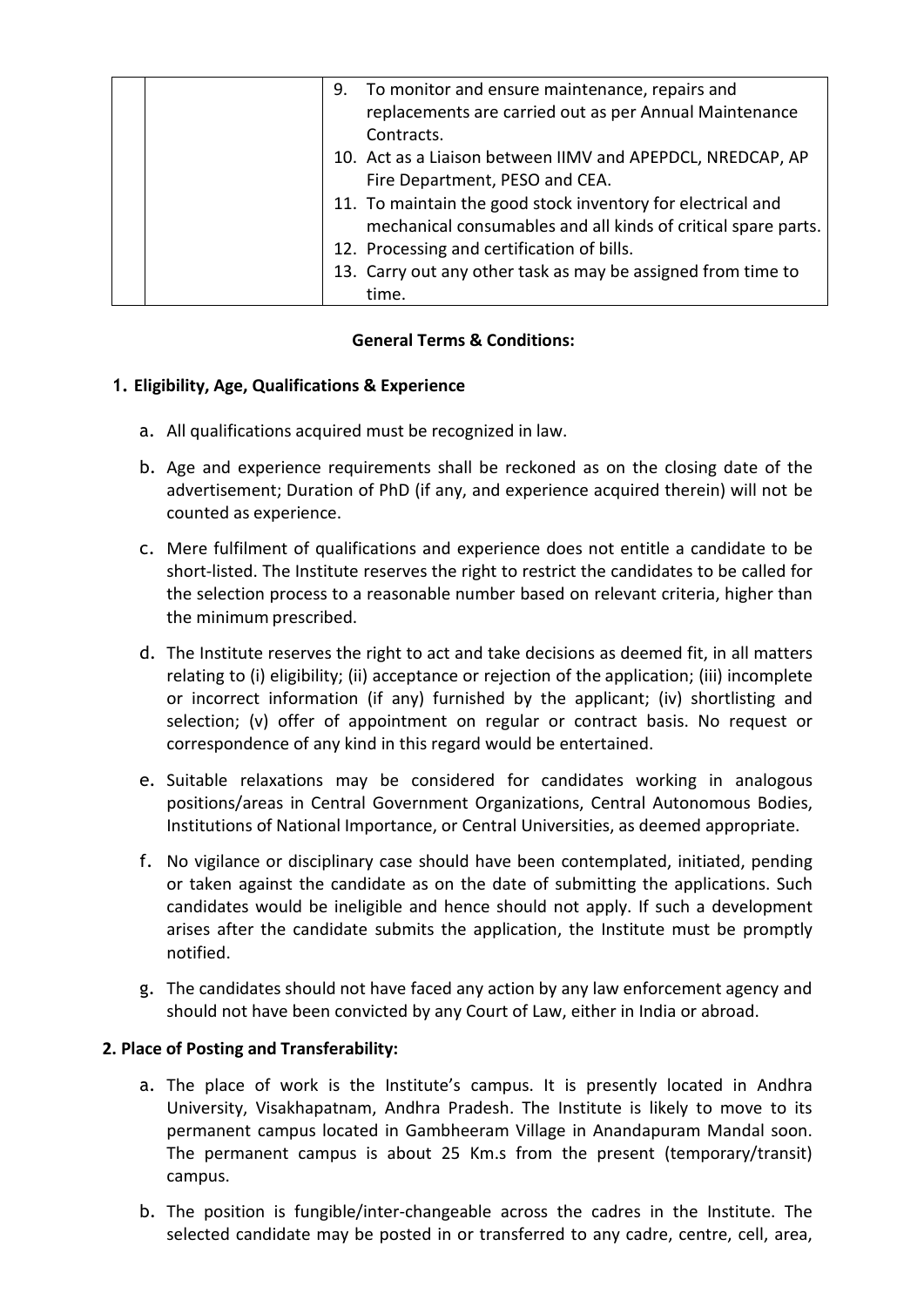|  |  | 9. To monitor and ensure maintenance, repairs and replacements are carried out as per Annual Maintenance Contracts.<br>10. Act as a Liaison between IIMV and APEPDCL, NREDCAP, AP Fire Department, PESO and CEA.<br>11. To maintain the good stock inventory for electrical and mechanical consumables and all kinds of critical spare parts.<br>12. Processing and certification of bills.<br>13. Carry out any other task as may be assigned from time to time. |
|---|---|---|

**General Terms & Conditions:**

**1. Eligibility, Age, Qualifications & Experience**

a. All qualifications acquired must be recognized in law.

b. Age and experience requirements shall be reckoned as on the closing date of the advertisement; Duration of PhD (if any, and experience acquired therein) will not be counted as experience.

c. Mere fulfilment of qualifications and experience does not entitle a candidate to be short-listed. The Institute reserves the right to restrict the candidates to be called for the selection process to a reasonable number based on relevant criteria, higher than the minimum prescribed.

d. The Institute reserves the right to act and take decisions as deemed fit, in all matters relating to (i) eligibility; (ii) acceptance or rejection of the application; (iii) incomplete or incorrect information (if any) furnished by the applicant; (iv) shortlisting and selection; (v) offer of appointment on regular or contract basis. No request or correspondence of any kind in this regard would be entertained.

e. Suitable relaxations may be considered for candidates working in analogous positions/areas in Central Government Organizations, Central Autonomous Bodies, Institutions of National Importance, or Central Universities, as deemed appropriate.

f. No vigilance or disciplinary case should have been contemplated, initiated, pending or taken against the candidate as on the date of submitting the applications. Such candidates would be ineligible and hence should not apply. If such a development arises after the candidate submits the application, the Institute must be promptly notified.

g. The candidates should not have faced any action by any law enforcement agency and should not have been convicted by any Court of Law, either in India or abroad.

**2. Place of Posting and Transferability:**

a. The place of work is the Institute's campus. It is presently located in Andhra University, Visakhapatnam, Andhra Pradesh. The Institute is likely to move to its permanent campus located in Gambheeram Village in Anandapuram Mandal soon. The permanent campus is about 25 Km.s from the present (temporary/transit) campus.

b. The position is fungible/inter-changeable across the cadres in the Institute. The selected candidate may be posted in or transferred to any cadre, centre, cell, area,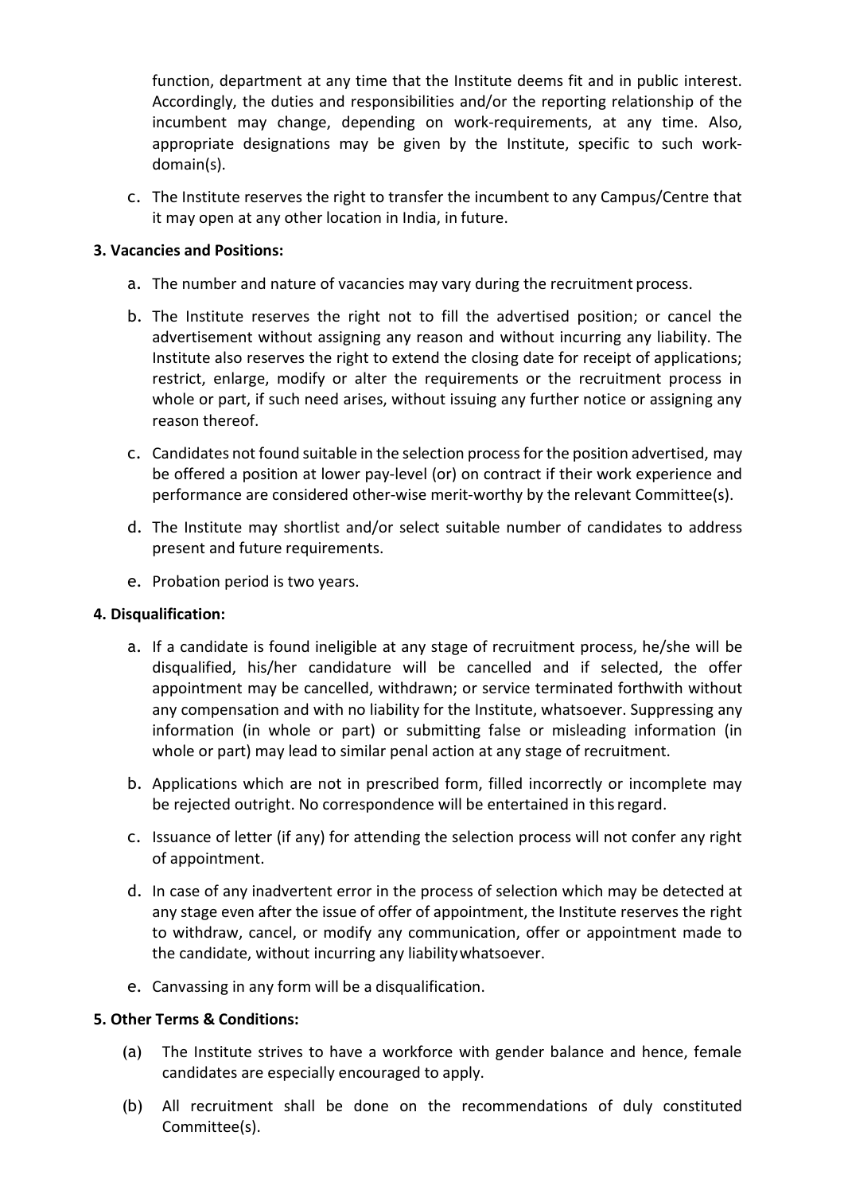function, department at any time that the Institute deems fit and in public interest. Accordingly, the duties and responsibilities and/or the reporting relationship of the incumbent may change, depending on work-requirements, at any time. Also, appropriate designations may be given by the Institute, specific to such work-domain(s).

c. The Institute reserves the right to transfer the incumbent to any Campus/Centre that it may open at any other location in India, in future.

**3. Vacancies and Positions:**

a. The number and nature of vacancies may vary during the recruitment process.

b. The Institute reserves the right not to fill the advertised position; or cancel the advertisement without assigning any reason and without incurring any liability. The Institute also reserves the right to extend the closing date for receipt of applications; restrict, enlarge, modify or alter the requirements or the recruitment process in whole or part, if such need arises, without issuing any further notice or assigning any reason thereof.

c. Candidates not found suitable in the selection process for the position advertised, may be offered a position at lower pay-level (or) on contract if their work experience and performance are considered other-wise merit-worthy by the relevant Committee(s).

d. The Institute may shortlist and/or select suitable number of candidates to address present and future requirements.

e. Probation period is two years.

**4. Disqualification:**

a. If a candidate is found ineligible at any stage of recruitment process, he/she will be disqualified, his/her candidature will be cancelled and if selected, the offer appointment may be cancelled, withdrawn; or service terminated forthwith without any compensation and with no liability for the Institute, whatsoever. Suppressing any information (in whole or part) or submitting false or misleading information (in whole or part) may lead to similar penal action at any stage of recruitment.

b. Applications which are not in prescribed form, filled incorrectly or incomplete may be rejected outright. No correspondence will be entertained in this regard.

c. Issuance of letter (if any) for attending the selection process will not confer any right of appointment.

d. In case of any inadvertent error in the process of selection which may be detected at any stage even after the issue of offer of appointment, the Institute reserves the right to withdraw, cancel, or modify any communication, offer or appointment made to the candidate, without incurring any liability whatsoever.

e. Canvassing in any form will be a disqualification.

**5. Other Terms & Conditions:**

(a) The Institute strives to have a workforce with gender balance and hence, female candidates are especially encouraged to apply.

(b) All recruitment shall be done on the recommendations of duly constituted Committee(s).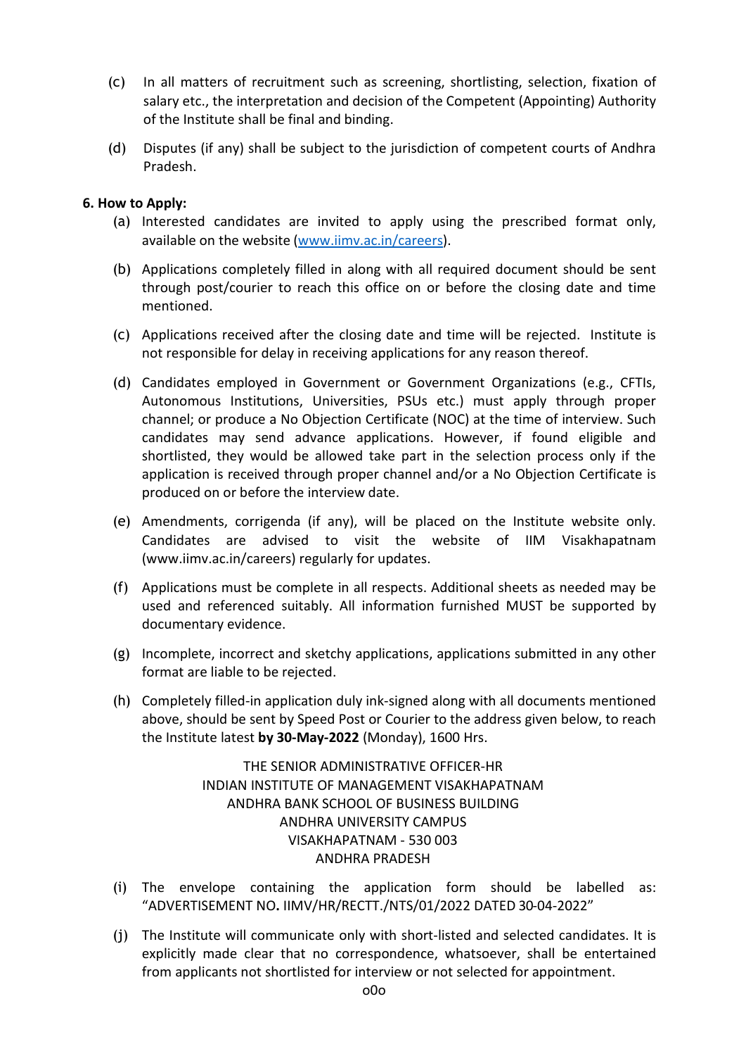(c) In all matters of recruitment such as screening, shortlisting, selection, fixation of salary etc., the interpretation and decision of the Competent (Appointing) Authority of the Institute shall be final and binding.

(d) Disputes (if any) shall be subject to the jurisdiction of competent courts of Andhra Pradesh.

**6. How to Apply:**

(a) Interested candidates are invited to apply using the prescribed format only, available on the website (www.iimv.ac.in/careers).

(b) Applications completely filled in along with all required document should be sent through post/courier to reach this office on or before the closing date and time mentioned.

(c) Applications received after the closing date and time will be rejected. Institute is not responsible for delay in receiving applications for any reason thereof.

(d) Candidates employed in Government or Government Organizations (e.g., CFTIs, Autonomous Institutions, Universities, PSUs etc.) must apply through proper channel; or produce a No Objection Certificate (NOC) at the time of interview. Such candidates may send advance applications. However, if found eligible and shortlisted, they would be allowed take part in the selection process only if the application is received through proper channel and/or a No Objection Certificate is produced on or before the interview date.

(e) Amendments, corrigenda (if any), will be placed on the Institute website only. Candidates are advised to visit the website of IIM Visakhapatnam (www.iimv.ac.in/careers) regularly for updates.

(f) Applications must be complete in all respects. Additional sheets as needed may be used and referenced suitably. All information furnished MUST be supported by documentary evidence.

(g) Incomplete, incorrect and sketchy applications, applications submitted in any other format are liable to be rejected.

(h) Completely filled-in application duly ink-signed along with all documents mentioned above, should be sent by Speed Post or Courier to the address given below, to reach the Institute latest **by 30-May-2022** (Monday), 1600 Hrs.

THE SENIOR ADMINISTRATIVE OFFICER-HR
INDIAN INSTITUTE OF MANAGEMENT VISAKHAPATNAM
ANDHRA BANK SCHOOL OF BUSINESS BUILDING
ANDHRA UNIVERSITY CAMPUS
VISAKHAPATNAM - 530 003
ANDHRA PRADESH

(i) The envelope containing the application form should be labelled as: "ADVERTISEMENT NO**.** IIMV/HR/RECTT./NTS/01/2022 DATED 30-04-2022"

(j) The Institute will communicate only with short-listed and selected candidates. It is explicitly made clear that no correspondence, whatsoever, shall be entertained from applicants not shortlisted for interview or not selected for appointment.

o0o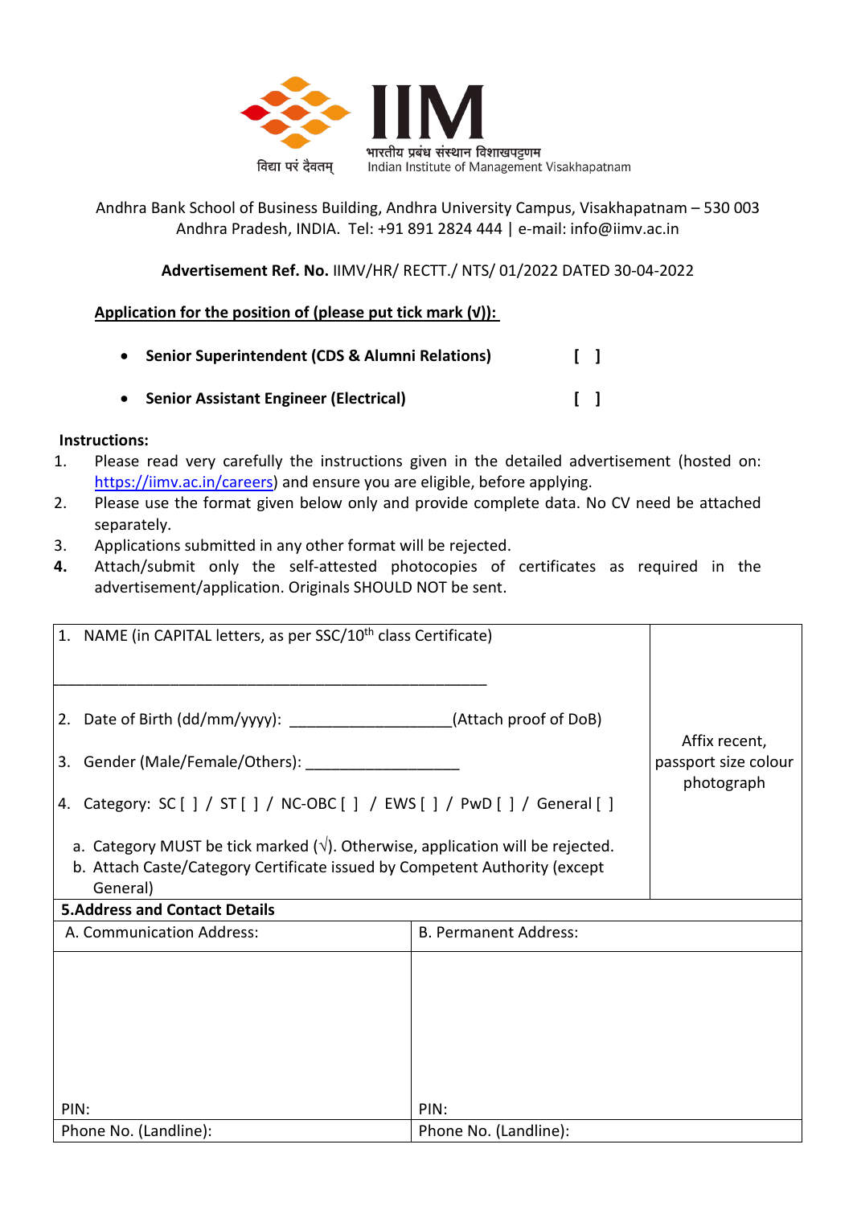विद्या परं दैवतम्

# IIM

भारतीय प्रबंध संस्थान विशाखपट्टणम
Indian Institute of Management Visakhapatnam

Andhra Bank School of Business Building, Andhra University Campus, Visakhapatnam – 530 003
Andhra Pradesh, INDIA. Tel: +91 891 2824 444 | e-mail: info@iimv.ac.in

**Advertisement Ref. No.** IIMV/HR/ RECTT./ NTS/ 01/2022 DATED 30-04-2022

**Application for the position of (please put tick mark (√)):**

- **Senior Superintendent (CDS & Alumni Relations)** **[ ]**
- **Senior Assistant Engineer (Electrical)** **[ ]**

**Instructions:**

1. Please read very carefully the instructions given in the detailed advertisement (hosted on: https://iimv.ac.in/careers) and ensure you are eligible, before applying.
2. Please use the format given below only and provide complete data. No CV need be attached separately.
3. Applications submitted in any other format will be rejected.
4. Attach/submit only the self-attested photocopies of certificates as required in the advertisement/application. Originals SHOULD NOT be sent.

| | |
|---|---|
| 1. NAME (in CAPITAL letters, as per SSC/10th class Certificate)<br><br>_______________________________________________<br><br>2. Date of Birth (dd/mm/yyyy): ___________________(Attach proof of DoB)<br><br>3. Gender (Male/Female/Others): __________________<br><br>4. Category: SC [ ] / ST [ ] / NC-OBC [ ] / EWS [ ] / PwD [ ] / General [ ]<br><br>a. Category MUST be tick marked (√). Otherwise, application will be rejected.<br>b. Attach Caste/Category Certificate issued by Competent Authority (except General) | Affix recent, passport size colour photograph |

| **5.Address and Contact Details** | |
|---|---|
| A. Communication Address: | B. Permanent Address: |
| <br><br><br><br>PIN: | <br><br><br><br>PIN: |
| Phone No. (Landline): | Phone No. (Landline): |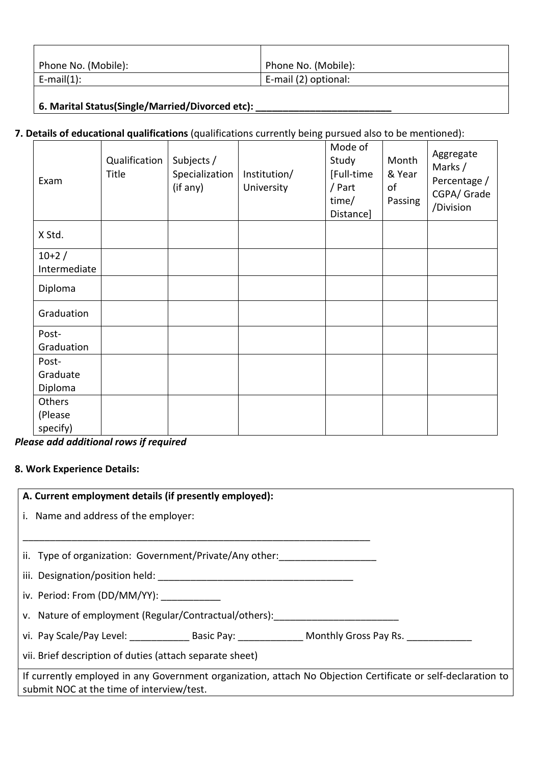| Phone No. (Mobile): | Phone No. (Mobile): |
|---|---|
| E-mail(1): | E-mail (2) optional: |

**6. Marital Status(Single/Married/Divorced etc): ________________________**

**7. Details of educational qualifications** (qualifications currently being pursued also to be mentioned):

| Exam | Qualification Title | Subjects / Specialization (if any) | Institution/ University | Mode of Study [Full-time / Part time/ Distance] | Month & Year of Passing | Aggregate Marks / Percentage / CGPA/ Grade /Division |
|---|---|---|---|---|---|---|
| X Std. | | | | | | |
| 10+2 / Intermediate | | | | | | |
| Diploma | | | | | | |
| Graduation | | | | | | |
| Post-Graduation | | | | | | |
| Post-Graduate Diploma | | | | | | |
| Others (Please specify) | | | | | | |

***Please add additional rows if required***

**8. Work Experience Details:**

**A. Current employment details (if presently employed):**

i. Name and address of the employer:

_________________________________________________________________

ii. Type of organization: Government/Private/Any other:_________________

iii. Designation/position held: ____________________________________

iv. Period: From (DD/MM/YY): ___________

v. Nature of employment (Regular/Contractual/others):_______________________

vi. Pay Scale/Pay Level: ___________ Basic Pay: ____________ Monthly Gross Pay Rs. ____________

vii. Brief description of duties (attach separate sheet)

If currently employed in any Government organization, attach No Objection Certificate or self-declaration to submit NOC at the time of interview/test.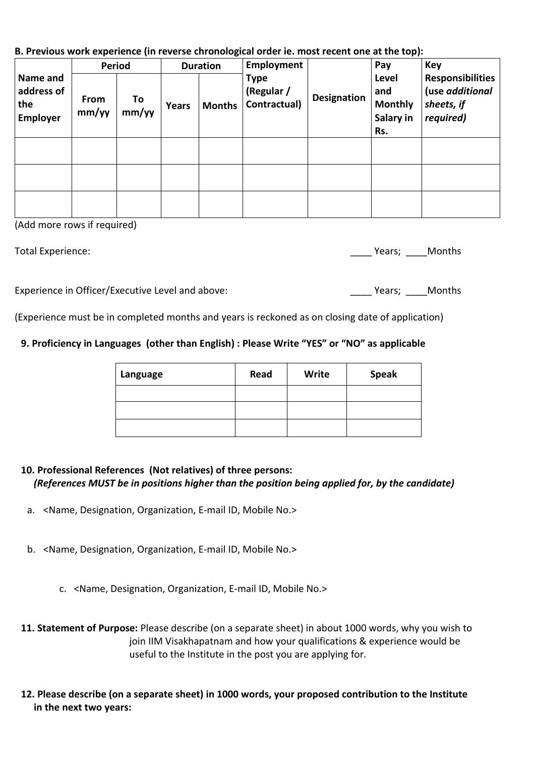**B. Previous work experience (in reverse chronological order ie. most recent one at the top):**

| Name and address of the Employer | Period | | Duration | | Employment Type (Regular / Contractual) | Designation | Pay Level and Monthly Salary in Rs. | Key Responsibilities (use *additional sheets, if required)* |
|---|---|---|---|---|---|---|---|---|
| | From mm/yy | To mm/yy | Years | Months | | | | |
| | | | | | | | | |
| | | | | | | | | |
| | | | | | | | | |

(Add more rows if required)

Total Experience: ____ Years; ____Months

Experience in Officer/Executive Level and above: ____ Years; ____Months

(Experience must be in completed months and years is reckoned as on closing date of application)

**9. Proficiency in Languages (other than English) : Please Write "YES" or "NO" as applicable**

| Language | Read | Write | Speak |
|---|---|---|---|
| | | | |
| | | | |
| | | | |

**10. Professional References (Not relatives) of three persons:**
***(References MUST be in positions higher than the position being applied for, by the candidate)***

a. <Name, Designation, Organization, E-mail ID, Mobile No.>

b. <Name, Designation, Organization, E-mail ID, Mobile No.>

c. <Name, Designation, Organization, E-mail ID, Mobile No.>

**11. Statement of Purpose:** Please describe (on a separate sheet) in about 1000 words, why you wish to join IIM Visakhapatnam and how your qualifications & experience would be useful to the Institute in the post you are applying for.

**12. Please describe (on a separate sheet) in 1000 words, your proposed contribution to the Institute in the next two years:**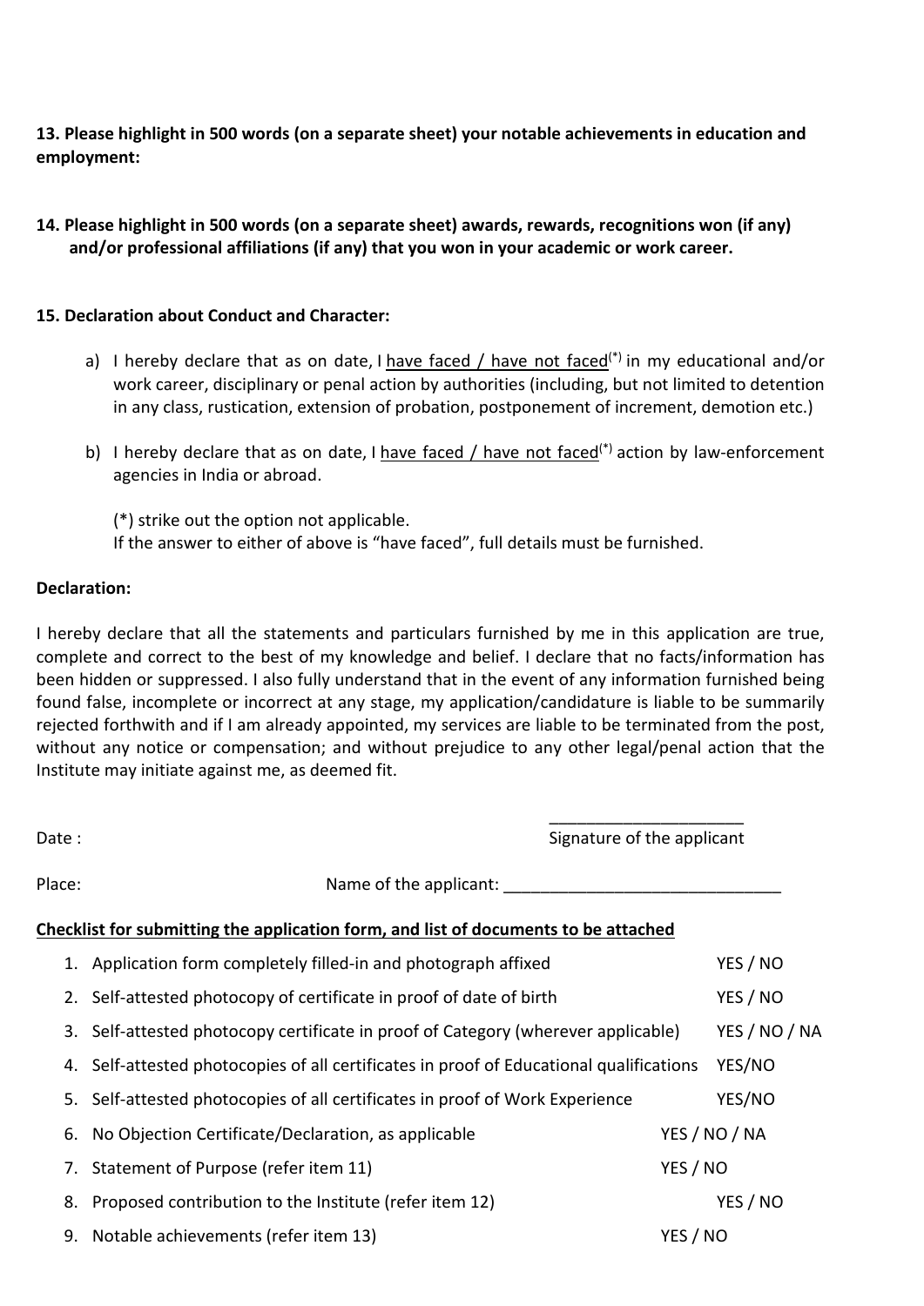**13. Please highlight in 500 words (on a separate sheet) your notable achievements in education and employment:**

**14. Please highlight in 500 words (on a separate sheet) awards, rewards, recognitions won (if any) and/or professional affiliations (if any) that you won in your academic or work career.**

**15. Declaration about Conduct and Character:**

a) I hereby declare that as on date, I have faced / have not faced(*) in my educational and/or work career, disciplinary or penal action by authorities (including, but not limited to detention in any class, rustication, extension of probation, postponement of increment, demotion etc.)

b) I hereby declare that as on date, I have faced / have not faced(*) action by law-enforcement agencies in India or abroad.

(*) strike out the option not applicable.
If the answer to either of above is "have faced", full details must be furnished.

**Declaration:**

I hereby declare that all the statements and particulars furnished by me in this application are true, complete and correct to the best of my knowledge and belief. I declare that no facts/information has been hidden or suppressed. I also fully understand that in the event of any information furnished being found false, incomplete or incorrect at any stage, my application/candidature is liable to be summarily rejected forthwith and if I am already appointed, my services are liable to be terminated from the post, without any notice or compensation; and without prejudice to any other legal/penal action that the Institute may initiate against me, as deemed fit.

Date :

_____________________
Signature of the applicant

Place:

Name of the applicant: _____________________________

**Checklist for submitting the application form, and list of documents to be attached**

1. Application form completely filled-in and photograph affixed — YES / NO
2. Self-attested photocopy of certificate in proof of date of birth — YES / NO
3. Self-attested photocopy certificate in proof of Category (wherever applicable) — YES / NO / NA
4. Self-attested photocopies of all certificates in proof of Educational qualifications — YES/NO
5. Self-attested photocopies of all certificates in proof of Work Experience — YES/NO
6. No Objection Certificate/Declaration, as applicable — YES / NO / NA
7. Statement of Purpose (refer item 11) — YES / NO
8. Proposed contribution to the Institute (refer item 12) — YES / NO
9. Notable achievements (refer item 13) — YES / NO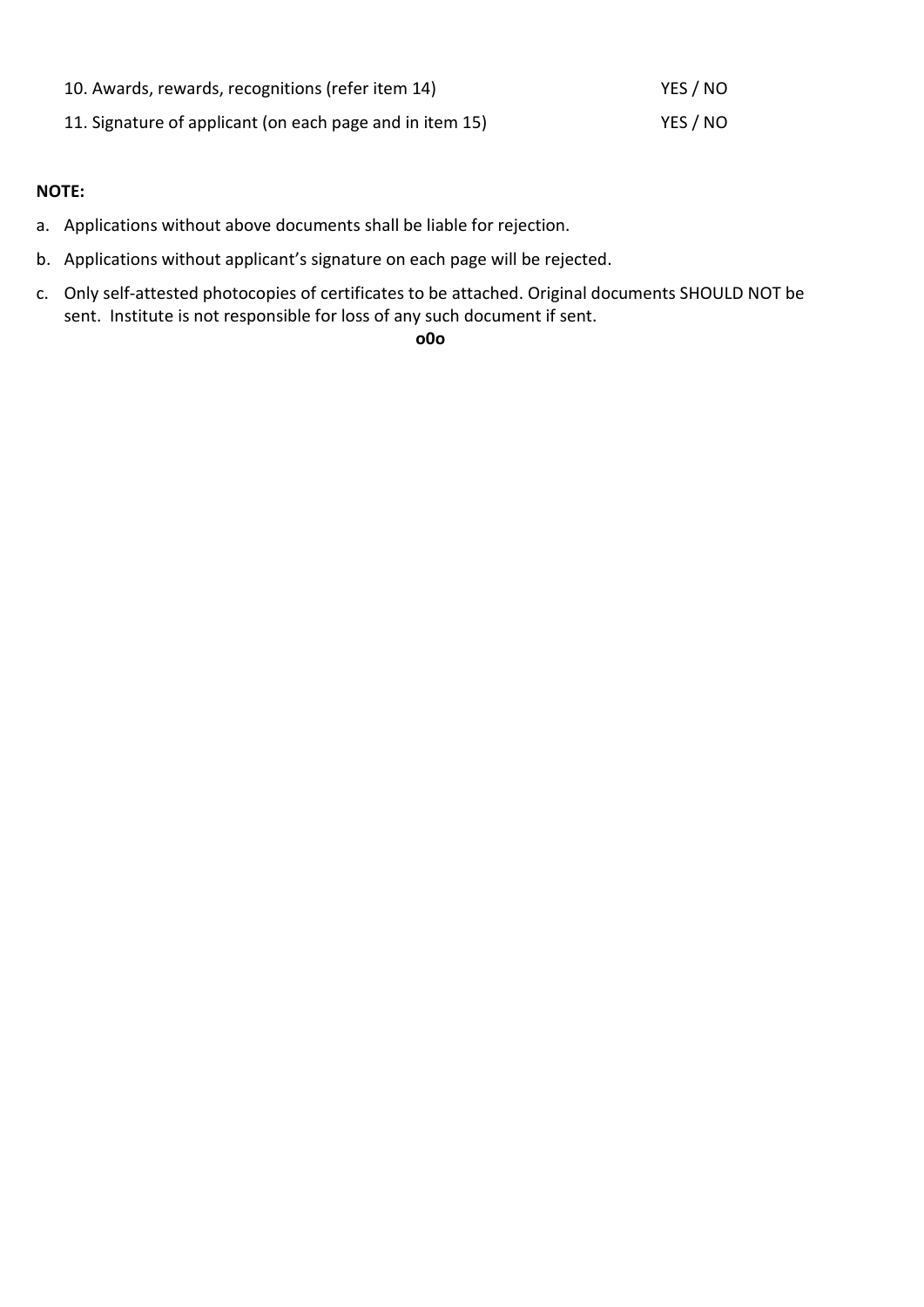| | |
|---|---|
| 10. Awards, rewards, recognitions (refer item 14) | YES / NO |
| 11. Signature of applicant (on each page and in item 15) | YES / NO |

**NOTE:**

a. Applications without above documents shall be liable for rejection.

b. Applications without applicant's signature on each page will be rejected.

c. Only self-attested photocopies of certificates to be attached. Original documents SHOULD NOT be sent. Institute is not responsible for loss of any such document if sent.

**o0o**